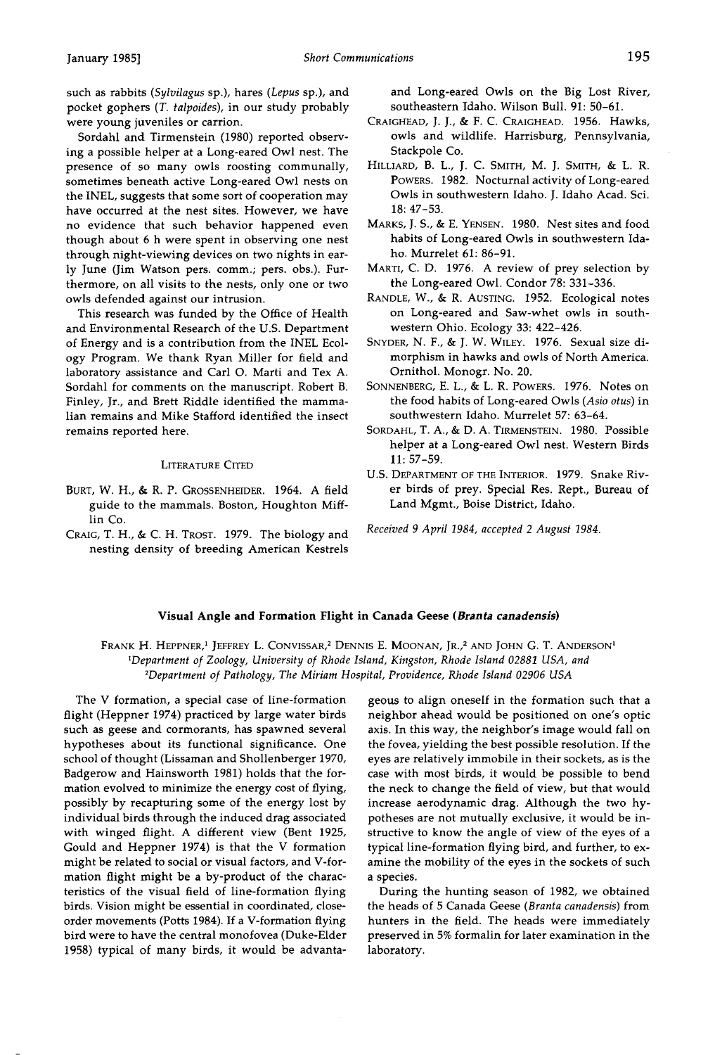such as rabbits (*Sylvilagus* sp.), hares (*Lepus* sp.), and pocket gophers (*T. talpoides*), in our study probably were young juveniles or carrion.

Sordahl and Tirmenstein (1980) reported observing a possible helper at a Long-eared Owl nest. The presence of so many owls roosting communally, sometimes beneath active Long-eared Owl nests on the INEL, suggests that some sort of cooperation may have occurred at the nest sites. However, we have no evidence that such behavior happened even though about 6 h were spent in observing one nest through night-viewing devices on two nights in early June (Jim Watson pers. comm.; pers. obs.). Furthermore, on all visits to the nests, only one or two owls defended against our intrusion.

This research was funded by the Office of Health and Environmental Research of the U.S. Department of Energy and is a contribution from the INEL Ecology Program. We thank Ryan Miller for field and laboratory assistance and Carl O. Marti and Tex A. Sordahl for comments on the manuscript. Robert B. Finley, Jr., and Brett Riddle identified the mammalian remains and Mike Stafford identified the insect remains reported here.

#### Literature Cited

Burt, W. H., & R. P. Grossenheider. 1964. A field guide to the mammals. Boston, Houghton Mifflin Co.

Craig, T. H., & C. H. Trost. 1979. The biology and nesting density of breeding American Kestrels and Long-eared Owls on the Big Lost River, southeastern Idaho. Wilson Bull. 91: 50–61.

Craighead, J. J., & F. C. Craighead. 1956. Hawks, owls and wildlife. Harrisburg, Pennsylvania, Stackpole Co.

Hilliard, B. L., J. C. Smith, M. J. Smith, & L. R. Powers. 1982. Nocturnal activity of Long-eared Owls in southwestern Idaho. J. Idaho Acad. Sci. 18: 47–53.

Marks, J. S., & E. Yensen. 1980. Nest sites and food habits of Long-eared Owls in southwestern Idaho. Murrelet 61: 86–91.

Marti, C. D. 1976. A review of prey selection by the Long-eared Owl. Condor 78: 331–336.

Randle, W., & R. Austing. 1952. Ecological notes on Long-eared and Saw-whet owls in southwestern Ohio. Ecology 33: 422–426.

Snyder, N. F., & J. W. Wiley. 1976. Sexual size dimorphism in hawks and owls of North America. Ornithol. Monogr. No. 20.

Sonnenberg, E. L., & L. R. Powers. 1976. Notes on the food habits of Long-eared Owls (*Asio otus*) in southwestern Idaho. Murrelet 57: 63–64.

Sordahl, T. A., & D. A. Tirmenstein. 1980. Possible helper at a Long-eared Owl nest. Western Birds 11: 57–59.

U.S. Department of the Interior. 1979. Snake River birds of prey. Special Res. Rept., Bureau of Land Mgmt., Boise District, Idaho.

*Received 9 April 1984, accepted 2 August 1984.*

## Visual Angle and Formation Flight in Canada Geese (*Branta canadensis*)

Frank H. Heppner,[1] Jeffrey L. Convissar,[2] Dennis E. Moonan, Jr.,[2] and John G. T. Anderson[1]

[1]Department of Zoology, University of Rhode Island, Kingston, Rhode Island 02881 USA, and
[2]Department of Pathology, The Miriam Hospital, Providence, Rhode Island 02906 USA

The V formation, a special case of line-formation flight (Heppner 1974) practiced by large water birds such as geese and cormorants, has spawned several hypotheses about its functional significance. One school of thought (Lissaman and Shollenberger 1970, Badgerow and Hainsworth 1981) holds that the formation evolved to minimize the energy cost of flying, possibly by recapturing some of the energy lost by individual birds through the induced drag associated with winged flight. A different view (Bent 1925, Gould and Heppner 1974) is that the V formation might be related to social or visual factors, and V-formation flight might be a by-product of the characteristics of the visual field of line-formation flying birds. Vision might be essential in coordinated, close-order movements (Potts 1984). If a V-formation flying bird were to have the central monofovea (Duke-Elder 1958) typical of many birds, it would be advantageous to align oneself in the formation such that a neighbor ahead would be positioned on one's optic axis. In this way, the neighbor's image would fall on the fovea, yielding the best possible resolution. If the eyes are relatively immobile in their sockets, as is the case with most birds, it would be possible to bend the neck to change the field of view, but that would increase aerodynamic drag. Although the two hypotheses are not mutually exclusive, it would be instructive to know the angle of view of the eyes of a typical line-formation flying bird, and further, to examine the mobility of the eyes in the sockets of such a species.

During the hunting season of 1982, we obtained the heads of 5 Canada Geese (*Branta canadensis*) from hunters in the field. The heads were immediately preserved in 5% formalin for later examination in the laboratory.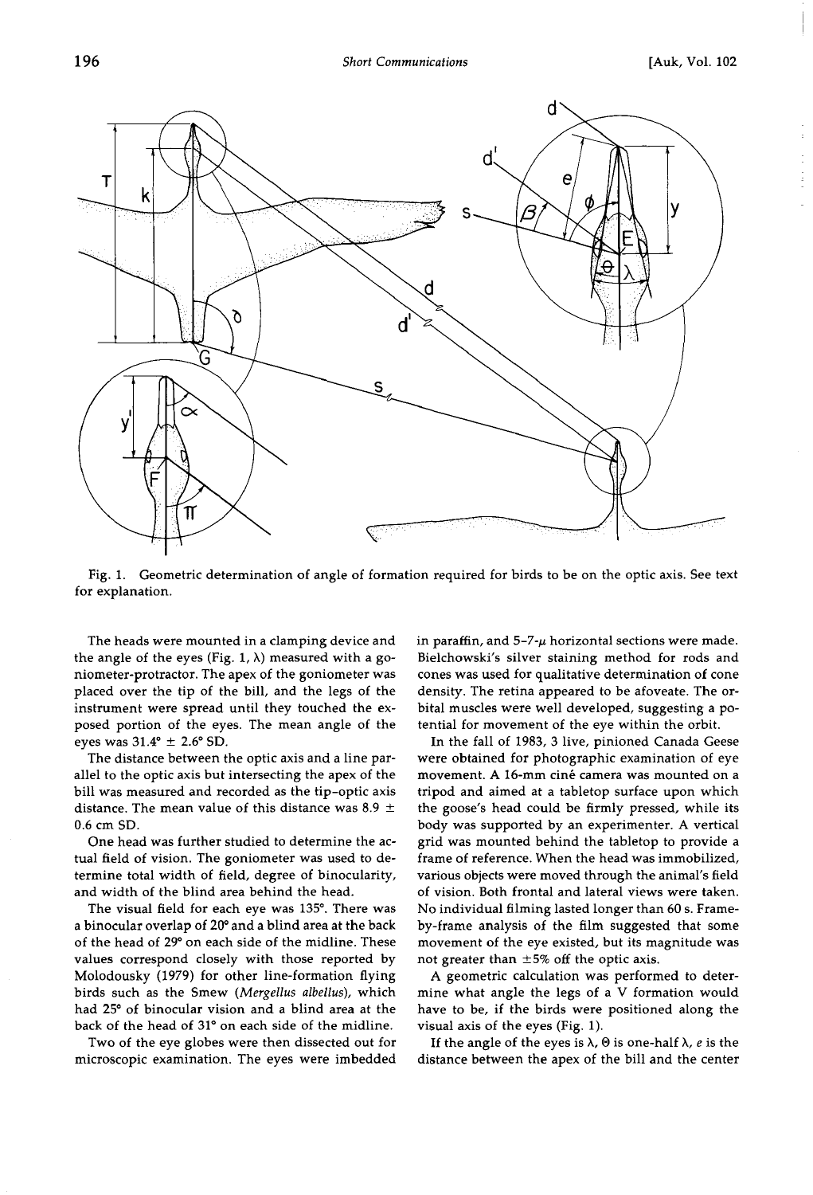Fig. 1. Geometric determination of angle of formation required for birds to be on the optic axis. See text for explanation.

The heads were mounted in a clamping device and the angle of the eyes (Fig. 1, $\lambda$) measured with a goniometer-protractor. The apex of the goniometer was placed over the tip of the bill, and the legs of the instrument were spread until they touched the exposed portion of the eyes. The mean angle of the eyes was 31.4° ± 2.6° SD.

The distance between the optic axis and a line parallel to the optic axis but intersecting the apex of the bill was measured and recorded as the tip–optic axis distance. The mean value of this distance was 8.9 ± 0.6 cm SD.

One head was further studied to determine the actual field of vision. The goniometer was used to determine total width of field, degree of binocularity, and width of the blind area behind the head.

The visual field for each eye was 135°. There was a binocular overlap of 20° and a blind area at the back of the head of 29° on each side of the midline. These values correspond closely with those reported by Molodousky (1979) for other line-formation flying birds such as the Smew (*Mergellus albellus*), which had 25° of binocular vision and a blind area at the back of the head of 31° on each side of the midline.

Two of the eye globes were then dissected out for microscopic examination. The eyes were imbedded in paraffin, and 5–7-$\mu$ horizontal sections were made. Bielchowski's silver staining method for rods and cones was used for qualitative determination of cone density. The retina appeared to be afoveate. The orbital muscles were well developed, suggesting a potential for movement of the eye within the orbit.

In the fall of 1983, 3 live, pinioned Canada Geese were obtained for photographic examination of eye movement. A 16-mm ciné camera was mounted on a tripod and aimed at a tabletop surface upon which the goose's head could be firmly pressed, while its body was supported by an experimenter. A vertical grid was mounted behind the tabletop to provide a frame of reference. When the head was immobilized, various objects were moved through the animal's field of vision. Both frontal and lateral views were taken. No individual filming lasted longer than 60 s. Frame-by-frame analysis of the film suggested that some movement of the eye existed, but its magnitude was not greater than ±5% off the optic axis.

A geometric calculation was performed to determine what angle the legs of a V formation would have to be, if the birds were positioned along the visual axis of the eyes (Fig. 1).

If the angle of the eyes is $\lambda$, $\Theta$ is one-half $\lambda$, $e$ is the distance between the apex of the bill and the center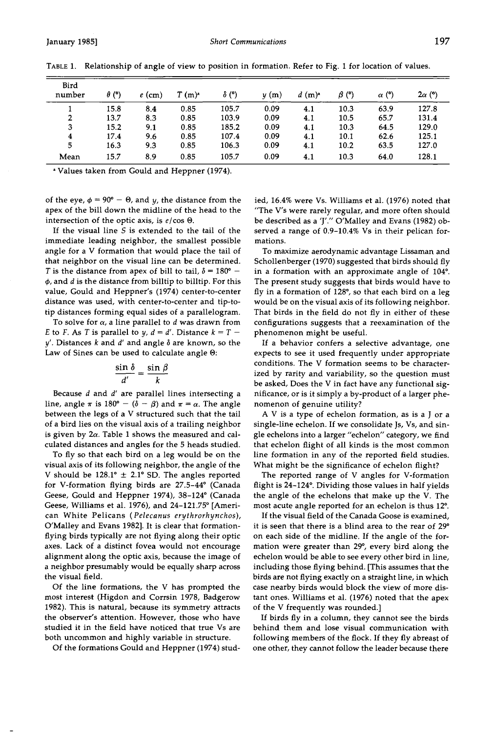TABLE 1. Relationship of angle of view to position in formation. Refer to Fig. 1 for location of values.

| Bird number | $\theta$ (°) | $e$ (cm) | $T$ (m)[a] | $\delta$ (°) | $y$ (m) | $d$ (m)[a] | $\beta$ (°) | $\alpha$ (°) | $2\alpha$ (°) |
|---|---|---|---|---|---|---|---|---|---|
| 1 | 15.8 | 8.4 | 0.85 | 105.7 | 0.09 | 4.1 | 10.3 | 63.9 | 127.8 |
| 2 | 13.7 | 8.3 | 0.85 | 103.9 | 0.09 | 4.1 | 10.5 | 65.7 | 131.4 |
| 3 | 15.2 | 9.1 | 0.85 | 185.2 | 0.09 | 4.1 | 10.3 | 64.5 | 129.0 |
| 4 | 17.4 | 9.6 | 0.85 | 107.4 | 0.09 | 4.1 | 10.1 | 62.6 | 125.1 |
| 5 | 16.3 | 9.3 | 0.85 | 106.3 | 0.09 | 4.1 | 10.2 | 63.5 | 127.0 |
| Mean | 15.7 | 8.9 | 0.85 | 105.7 | 0.09 | 4.1 | 10.3 | 64.0 | 128.1 |

[a] Values taken from Gould and Heppner (1974).

of the eye, $\phi = 90° - \Theta$, and $y$, the distance from the apex of the bill down the midline of the head to the intersection of the optic axis, is $e/\cos\Theta$.

If the visual line $S$ is extended to the tail of the immediate leading neighbor, the smallest possible angle for a V formation that would place the tail of that neighbor on the visual line can be determined. $T$ is the distance from apex of bill to tail, $\delta = 180° - \phi$, and $d$ is the distance from billtip to billtip. For this value, Gould and Heppner's (1974) center-to-center distance was used, with center-to-center and tip-to-tip distances forming equal sides of a parallelogram.

To solve for $\alpha$, a line parallel to $d$ was drawn from $E$ to $F$. As $T$ is parallel to $y$, $d = d'$. Distance $k = T - y'$. Distances $k$ and $d'$ and angle $\delta$ are known, so the Law of Sines can be used to calculate angle $\Theta$:

$$\frac{\sin\delta}{d'} = \frac{\sin\beta}{k}$$

Because $d$ and $d'$ are parallel lines intersecting a line, angle $\pi$ is $180° - (\delta - \beta)$ and $\pi = \alpha$. The angle between the legs of a V structured such that the tail of a bird lies on the visual axis of a trailing neighbor is given by $2\alpha$. Table 1 shows the measured and calculated distances and angles for the 5 heads studied.

To fly so that each bird on a leg would be on the visual axis of its following neighbor, the angle of the V should be 128.1° ± 2.1° SD. The angles reported for V-formation flying birds are 27.5–44° (Canada Geese, Gould and Heppner 1974), 38–124° (Canada Geese, Williams et al. 1976), and 24–121.75° [American White Pelicans (*Pelecanus erythrorhynchos*), O'Malley and Evans 1982]. It is clear that formation-flying birds typically are not flying along their optic axes. Lack of a distinct fovea would not encourage alignment along the optic axis, because the image of a neighbor presumably would be equally sharp across the visual field.

Of the line formations, the V has prompted the most interest (Higdon and Corrsin 1978, Badgerow 1982). This is natural, because its symmetry attracts the observer's attention. However, those who have studied it in the field have noticed that true Vs are both uncommon and highly variable in structure.

Of the formations Gould and Heppner (1974) studied, 16.4% were Vs. Williams et al. (1976) noted that "The V's were rarely regular, and more often should be described as a 'J'." O'Malley and Evans (1982) observed a range of 0.9–10.4% Vs in their pelican formations.

To maximize aerodynamic advantage Lissaman and Schollenberger (1970) suggested that birds should fly in a formation with an approximate angle of 104°. The present study suggests that birds would have to fly in a formation of 128°, so that each bird on a leg would be on the visual axis of its following neighbor. That birds in the field do not fly in either of these configurations suggests that a reexamination of the phenomenon might be useful.

If a behavior confers a selective advantage, one expects to see it used frequently under appropriate conditions. The V formation seems to be characterized by rarity and variability, so the question must be asked, Does the V in fact have any functional significance, or is it simply a by-product of a larger phenomenon of genuine utility?

A V is a type of echelon formation, as is a J or a single-line echelon. If we consolidate Js, Vs, and single echelons into a larger "echelon" category, we find that echelon flight of all kinds is the most common line formation in any of the reported field studies. What might be the significance of echelon flight?

The reported range of V angles for V-formation flight is 24–124°. Dividing those values in half yields the angle of the echelons that make up the V. The most acute angle reported for an echelon is thus 12°.

If the visual field of the Canada Goose is examined, it is seen that there is a blind area to the rear of 29° on each side of the midline. If the angle of the formation were greater than 29°, every bird along the echelon would be able to see every other bird in line, including those flying behind. [This assumes that the birds are not flying exactly on a straight line, in which case nearby birds would block the view of more distant ones. Williams et al. (1976) noted that the apex of the V frequently was rounded.]

If birds fly in a column, they cannot see the birds behind them and lose visual communication with following members of the flock. If they fly abreast of one other, they cannot follow the leader because there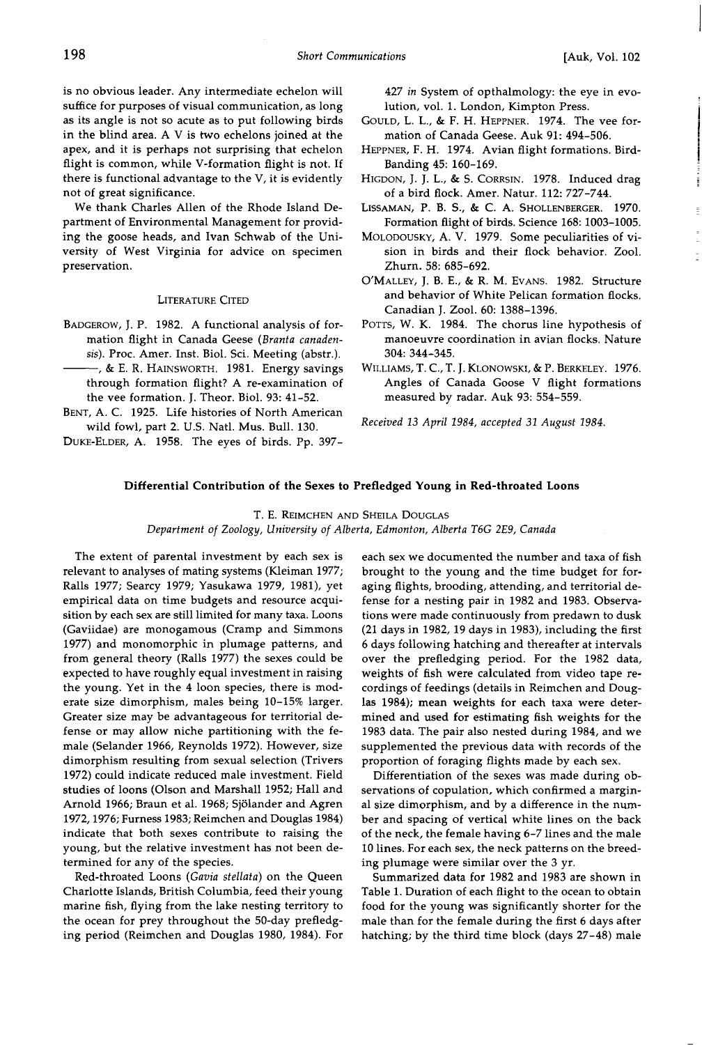is no obvious leader. Any intermediate echelon will suffice for purposes of visual communication, as long as its angle is not so acute as to put following birds in the blind area. A V is two echelons joined at the apex, and it is perhaps not surprising that echelon flight is common, while V-formation flight is not. If there is functional advantage to the V, it is evidently not of great significance.

We thank Charles Allen of the Rhode Island Department of Environmental Management for providing the goose heads, and Ivan Schwab of the University of West Virginia for advice on specimen preservation.

### Literature Cited

BADGEROW, J. P. 1982. A functional analysis of formation flight in Canada Geese (*Branta canadensis*). Proc. Amer. Inst. Biol. Sci. Meeting (abstr.).

———, & E. R. HAINSWORTH. 1981. Energy savings through formation flight? A re-examination of the vee formation. J. Theor. Biol. 93: 41–52.

BENT, A. C. 1925. Life histories of North American wild fowl, part 2. U.S. Natl. Mus. Bull. 130.

DUKE-ELDER, A. 1958. The eyes of birds. Pp. 397–427 *in* System of opthalmology: the eye in evolution, vol. 1. London, Kimpton Press.

GOULD, L. L., & F. H. HEPPNER. 1974. The vee formation of Canada Geese. Auk 91: 494–506.

HEPPNER, F. H. 1974. Avian flight formations. Bird-Banding 45: 160–169.

HIGDON, J. J. L., & S. CORRSIN. 1978. Induced drag of a bird flock. Amer. Natur. 112: 727–744.

LISSAMAN, P. B. S., & C. A. SHOLLENBERGER. 1970. Formation flight of birds. Science 168: 1003–1005.

MOLODOUSKY, A. V. 1979. Some peculiarities of vision in birds and their flock behavior. Zool. Zhurn. 58: 685–692.

O'MALLEY, J. B. E., & R. M. EVANS. 1982. Structure and behavior of White Pelican formation flocks. Canadian J. Zool. 60: 1388–1396.

POTTS, W. K. 1984. The chorus line hypothesis of manoeuvre coordination in avian flocks. Nature 304: 344–345.

WILLIAMS, T. C., T. J. KLONOWSKI, & P. BERKELEY. 1976. Angles of Canada Goose V flight formations measured by radar. Auk 93: 554–559.

*Received 13 April 1984, accepted 31 August 1984.*

## Differential Contribution of the Sexes to Prefledged Young in Red-throated Loons

T. E. REIMCHEN AND SHEILA DOUGLAS

*Department of Zoology, University of Alberta, Edmonton, Alberta T6G 2E9, Canada*

The extent of parental investment by each sex is relevant to analyses of mating systems (Kleiman 1977; Ralls 1977; Searcy 1979; Yasukawa 1979, 1981), yet empirical data on time budgets and resource acquisition by each sex are still limited for many taxa. Loons (Gaviidae) are monogamous (Cramp and Simmons 1977) and monomorphic in plumage patterns, and from general theory (Ralls 1977) the sexes could be expected to have roughly equal investment in raising the young. Yet in the 4 loon species, there is moderate size dimorphism, males being 10–15% larger. Greater size may be advantageous for territorial defense or may allow niche partitioning with the female (Selander 1966, Reynolds 1972). However, size dimorphism resulting from sexual selection (Trivers 1972) could indicate reduced male investment. Field studies of loons (Olson and Marshall 1952; Hall and Arnold 1966; Braun et al. 1968; Sjölander and Agren 1972, 1976; Furness 1983; Reimchen and Douglas 1984) indicate that both sexes contribute to raising the young, but the relative investment has not been determined for any of the species.

Red-throated Loons (*Gavia stellata*) on the Queen Charlotte Islands, British Columbia, feed their young marine fish, flying from the lake nesting territory to the ocean for prey throughout the 50-day prefledging period (Reimchen and Douglas 1980, 1984). For each sex we documented the number and taxa of fish brought to the young and the time budget for foraging flights, brooding, attending, and territorial defense for a nesting pair in 1982 and 1983. Observations were made continuously from predawn to dusk (21 days in 1982, 19 days in 1983), including the first 6 days following hatching and thereafter at intervals over the prefledging period. For the 1982 data, weights of fish were calculated from video tape recordings of feedings (details in Reimchen and Douglas 1984); mean weights for each taxa were determined and used for estimating fish weights for the 1983 data. The pair also nested during 1984, and we supplemented the previous data with records of the proportion of foraging flights made by each sex.

Differentiation of the sexes was made during observations of copulation, which confirmed a marginal size dimorphism, and by a difference in the number and spacing of vertical white lines on the back of the neck, the female having 6–7 lines and the male 10 lines. For each sex, the neck patterns on the breeding plumage were similar over the 3 yr.

Summarized data for 1982 and 1983 are shown in Table 1. Duration of each flight to the ocean to obtain food for the young was significantly shorter for the male than for the female during the first 6 days after hatching; by the third time block (days 27–48) male